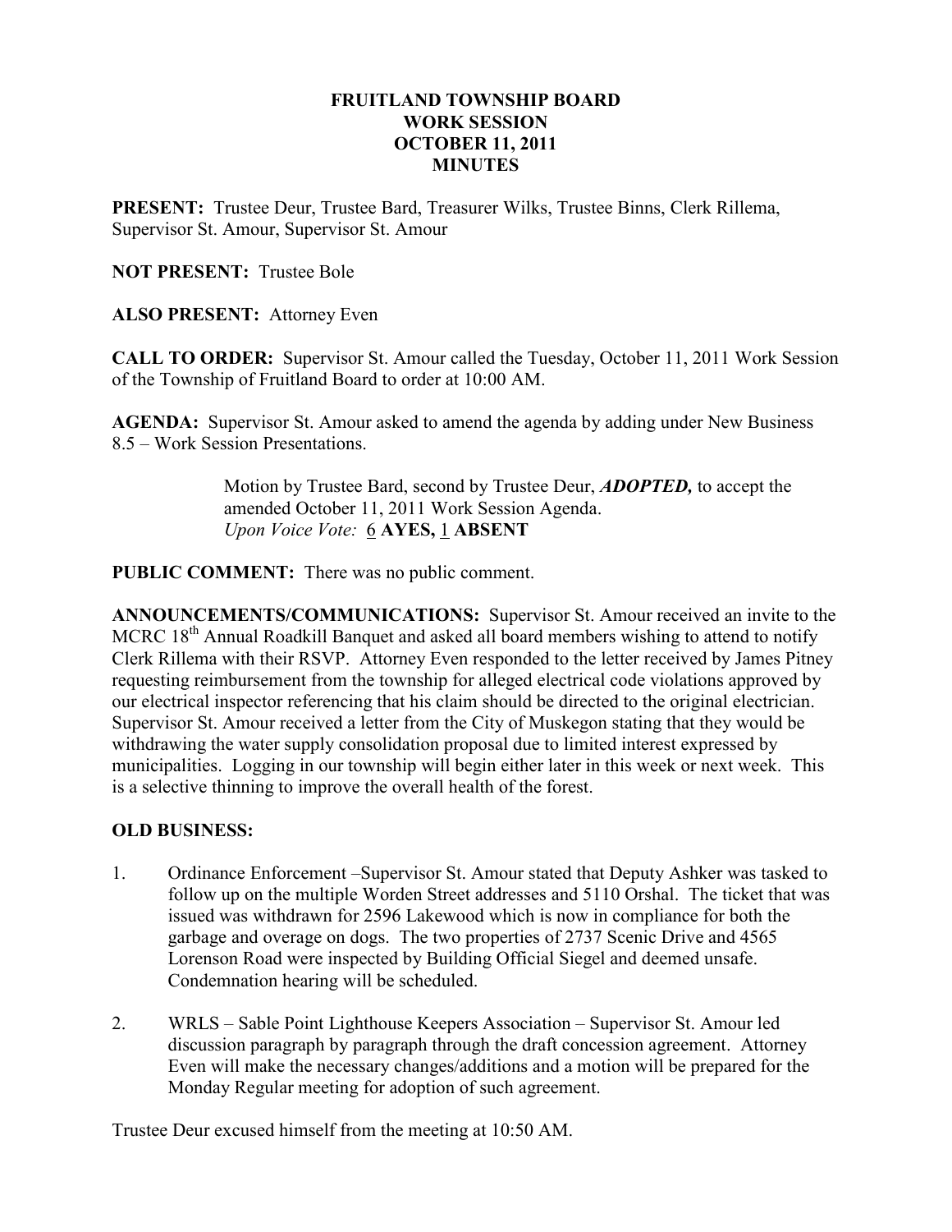# FRUITLAND TOWNSHIP BOARD
# WORK SESSION
# OCTOBER 11, 2011
# MINUTES

**PRESENT:** Trustee Deur, Trustee Bard, Treasurer Wilks, Trustee Binns, Clerk Rillema, Supervisor St. Amour, Supervisor St. Amour

**NOT PRESENT:** Trustee Bole

**ALSO PRESENT:** Attorney Even

**CALL TO ORDER:** Supervisor St. Amour called the Tuesday, October 11, 2011 Work Session of the Township of Fruitland Board to order at 10:00 AM.

**AGENDA:** Supervisor St. Amour asked to amend the agenda by adding under New Business 8.5 – Work Session Presentations.

> Motion by Trustee Bard, second by Trustee Deur, ***ADOPTED,*** to accept the amended October 11, 2011 Work Session Agenda.
> *Upon Voice Vote:* 6 **AYES,** 1 **ABSENT**

**PUBLIC COMMENT:** There was no public comment.

**ANNOUNCEMENTS/COMMUNICATIONS:** Supervisor St. Amour received an invite to the MCRC 18th Annual Roadkill Banquet and asked all board members wishing to attend to notify Clerk Rillema with their RSVP. Attorney Even responded to the letter received by James Pitney requesting reimbursement from the township for alleged electrical code violations approved by our electrical inspector referencing that his claim should be directed to the original electrician. Supervisor St. Amour received a letter from the City of Muskegon stating that they would be withdrawing the water supply consolidation proposal due to limited interest expressed by municipalities. Logging in our township will begin either later in this week or next week. This is a selective thinning to improve the overall health of the forest.

## OLD BUSINESS:

1. Ordinance Enforcement –Supervisor St. Amour stated that Deputy Ashker was tasked to follow up on the multiple Worden Street addresses and 5110 Orshal. The ticket that was issued was withdrawn for 2596 Lakewood which is now in compliance for both the garbage and overage on dogs. The two properties of 2737 Scenic Drive and 4565 Lorenson Road were inspected by Building Official Siegel and deemed unsafe. Condemnation hearing will be scheduled.

2. WRLS – Sable Point Lighthouse Keepers Association – Supervisor St. Amour led discussion paragraph by paragraph through the draft concession agreement. Attorney Even will make the necessary changes/additions and a motion will be prepared for the Monday Regular meeting for adoption of such agreement.

Trustee Deur excused himself from the meeting at 10:50 AM.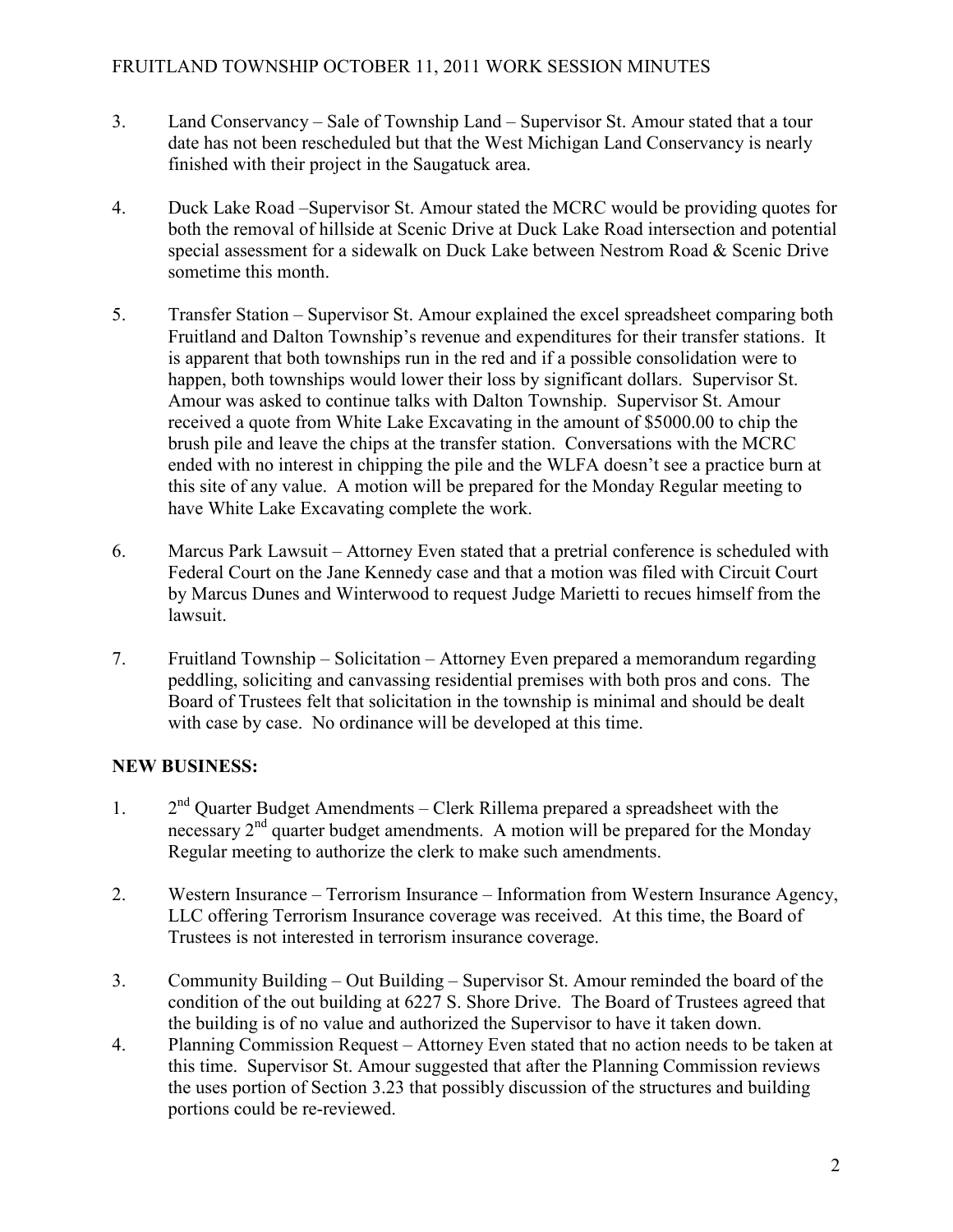3. Land Conservancy – Sale of Township Land – Supervisor St. Amour stated that a tour date has not been rescheduled but that the West Michigan Land Conservancy is nearly finished with their project in the Saugatuck area.

4. Duck Lake Road –Supervisor St. Amour stated the MCRC would be providing quotes for both the removal of hillside at Scenic Drive at Duck Lake Road intersection and potential special assessment for a sidewalk on Duck Lake between Nestrom Road & Scenic Drive sometime this month.

5. Transfer Station – Supervisor St. Amour explained the excel spreadsheet comparing both Fruitland and Dalton Township's revenue and expenditures for their transfer stations. It is apparent that both townships run in the red and if a possible consolidation were to happen, both townships would lower their loss by significant dollars. Supervisor St. Amour was asked to continue talks with Dalton Township. Supervisor St. Amour received a quote from White Lake Excavating in the amount of $5000.00 to chip the brush pile and leave the chips at the transfer station. Conversations with the MCRC ended with no interest in chipping the pile and the WLFA doesn't see a practice burn at this site of any value. A motion will be prepared for the Monday Regular meeting to have White Lake Excavating complete the work.

6. Marcus Park Lawsuit – Attorney Even stated that a pretrial conference is scheduled with Federal Court on the Jane Kennedy case and that a motion was filed with Circuit Court by Marcus Dunes and Winterwood to request Judge Marietti to recues himself from the lawsuit.

7. Fruitland Township – Solicitation – Attorney Even prepared a memorandum regarding peddling, soliciting and canvassing residential premises with both pros and cons. The Board of Trustees felt that solicitation in the township is minimal and should be dealt with case by case. No ordinance will be developed at this time.

**NEW BUSINESS:**

1. 2nd Quarter Budget Amendments – Clerk Rillema prepared a spreadsheet with the necessary 2nd quarter budget amendments. A motion will be prepared for the Monday Regular meeting to authorize the clerk to make such amendments.

2. Western Insurance – Terrorism Insurance – Information from Western Insurance Agency, LLC offering Terrorism Insurance coverage was received. At this time, the Board of Trustees is not interested in terrorism insurance coverage.

3. Community Building – Out Building – Supervisor St. Amour reminded the board of the condition of the out building at 6227 S. Shore Drive. The Board of Trustees agreed that the building is of no value and authorized the Supervisor to have it taken down.

4. Planning Commission Request – Attorney Even stated that no action needs to be taken at this time. Supervisor St. Amour suggested that after the Planning Commission reviews the uses portion of Section 3.23 that possibly discussion of the structures and building portions could be re-reviewed.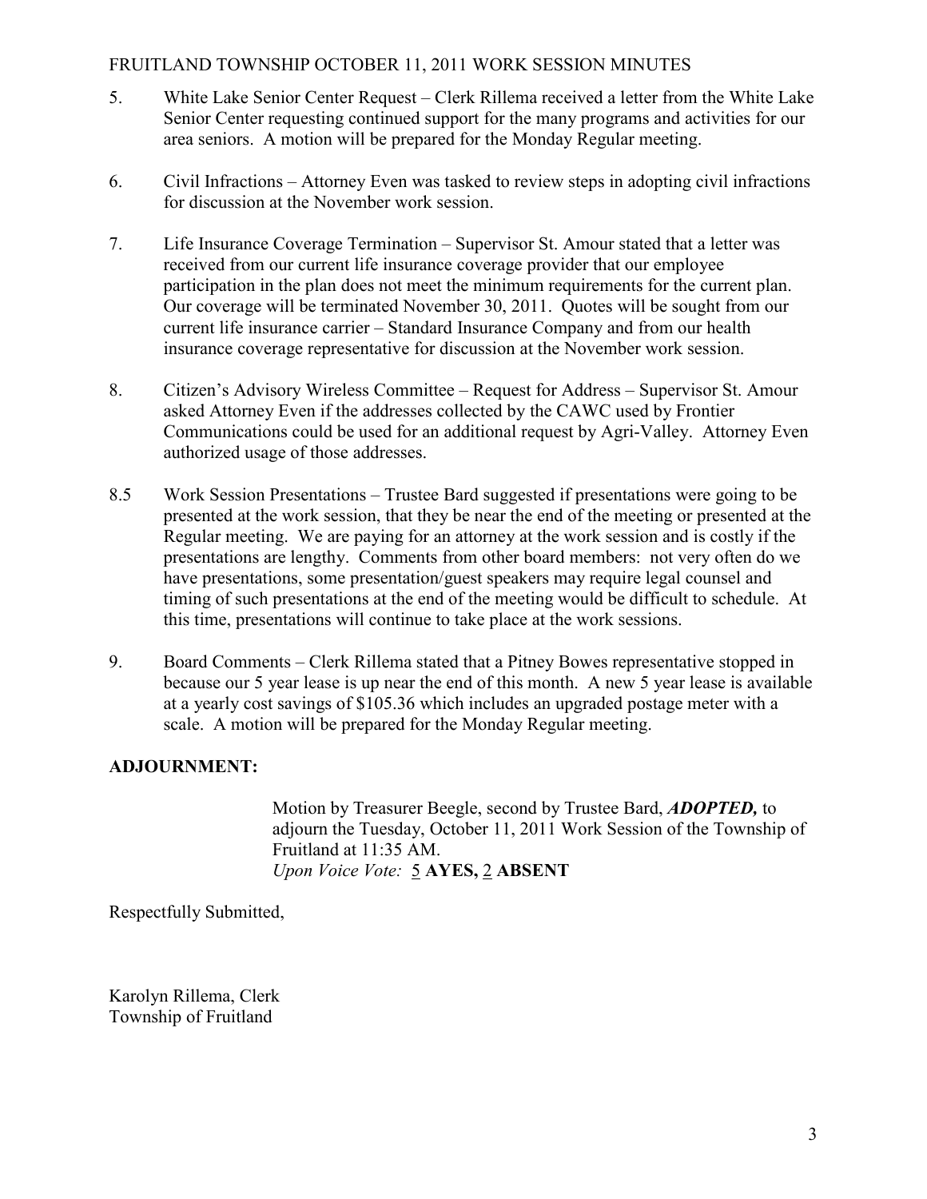5. White Lake Senior Center Request – Clerk Rillema received a letter from the White Lake Senior Center requesting continued support for the many programs and activities for our area seniors. A motion will be prepared for the Monday Regular meeting.

6. Civil Infractions – Attorney Even was tasked to review steps in adopting civil infractions for discussion at the November work session.

7. Life Insurance Coverage Termination – Supervisor St. Amour stated that a letter was received from our current life insurance coverage provider that our employee participation in the plan does not meet the minimum requirements for the current plan. Our coverage will be terminated November 30, 2011. Quotes will be sought from our current life insurance carrier – Standard Insurance Company and from our health insurance coverage representative for discussion at the November work session.

8. Citizen's Advisory Wireless Committee – Request for Address – Supervisor St. Amour asked Attorney Even if the addresses collected by the CAWC used by Frontier Communications could be used for an additional request by Agri-Valley. Attorney Even authorized usage of those addresses.

8.5 Work Session Presentations – Trustee Bard suggested if presentations were going to be presented at the work session, that they be near the end of the meeting or presented at the Regular meeting. We are paying for an attorney at the work session and is costly if the presentations are lengthy. Comments from other board members: not very often do we have presentations, some presentation/guest speakers may require legal counsel and timing of such presentations at the end of the meeting would be difficult to schedule. At this time, presentations will continue to take place at the work sessions.

9. Board Comments – Clerk Rillema stated that a Pitney Bowes representative stopped in because our 5 year lease is up near the end of this month. A new 5 year lease is available at a yearly cost savings of $105.36 which includes an upgraded postage meter with a scale. A motion will be prepared for the Monday Regular meeting.

**ADJOURNMENT:**

Motion by Treasurer Beegle, second by Trustee Bard, ***ADOPTED,*** to adjourn the Tuesday, October 11, 2011 Work Session of the Township of Fruitland at 11:35 AM.
*Upon Voice Vote:* 5 **AYES,** 2 **ABSENT**

Respectfully Submitted,

Karolyn Rillema, Clerk
Township of Fruitland